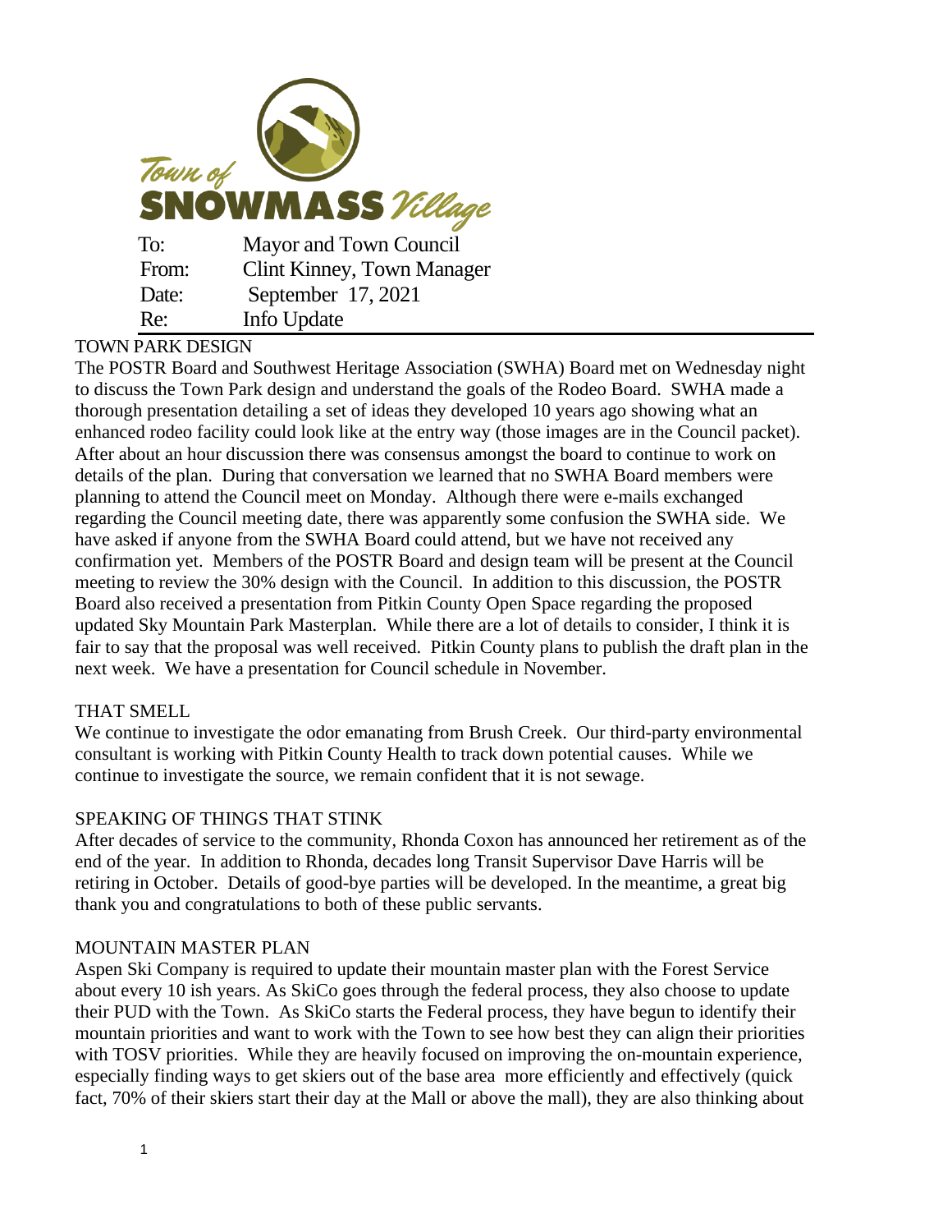Town of SNOWMASS Village

| | |
|---|---|
| To: | Mayor and Town Council |
| From: | Clint Kinney, Town Manager |
| Date: | September 17, 2021 |
| Re: | Info Update |

## TOWN PARK DESIGN

The POSTR Board and Southwest Heritage Association (SWHA) Board met on Wednesday night to discuss the Town Park design and understand the goals of the Rodeo Board. SWHA made a thorough presentation detailing a set of ideas they developed 10 years ago showing what an enhanced rodeo facility could look like at the entry way (those images are in the Council packet). After about an hour discussion there was consensus amongst the board to continue to work on details of the plan. During that conversation we learned that no SWHA Board members were planning to attend the Council meet on Monday. Although there were e-mails exchanged regarding the Council meeting date, there was apparently some confusion the SWHA side. We have asked if anyone from the SWHA Board could attend, but we have not received any confirmation yet. Members of the POSTR Board and design team will be present at the Council meeting to review the 30% design with the Council. In addition to this discussion, the POSTR Board also received a presentation from Pitkin County Open Space regarding the proposed updated Sky Mountain Park Masterplan. While there are a lot of details to consider, I think it is fair to say that the proposal was well received. Pitkin County plans to publish the draft plan in the next week. We have a presentation for Council schedule in November.

## THAT SMELL

We continue to investigate the odor emanating from Brush Creek. Our third-party environmental consultant is working with Pitkin County Health to track down potential causes. While we continue to investigate the source, we remain confident that it is not sewage.

## SPEAKING OF THINGS THAT STINK

After decades of service to the community, Rhonda Coxon has announced her retirement as of the end of the year. In addition to Rhonda, decades long Transit Supervisor Dave Harris will be retiring in October. Details of good-bye parties will be developed. In the meantime, a great big thank you and congratulations to both of these public servants.

## MOUNTAIN MASTER PLAN

Aspen Ski Company is required to update their mountain master plan with the Forest Service about every 10 ish years. As SkiCo goes through the federal process, they also choose to update their PUD with the Town. As SkiCo starts the Federal process, they have begun to identify their mountain priorities and want to work with the Town to see how best they can align their priorities with TOSV priorities. While they are heavily focused on improving the on-mountain experience, especially finding ways to get skiers out of the base area more efficiently and effectively (quick fact, 70% of their skiers start their day at the Mall or above the mall), they are also thinking about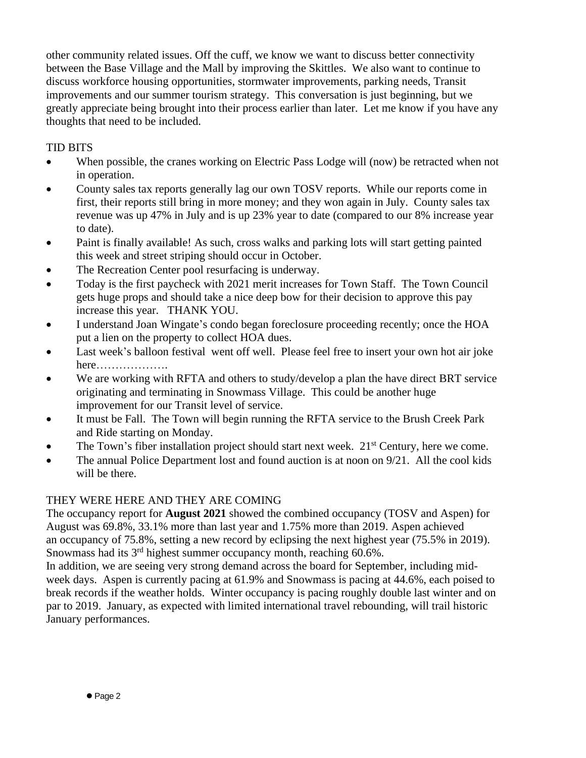other community related issues. Off the cuff, we know we want to discuss better connectivity between the Base Village and the Mall by improving the Skittles. We also want to continue to discuss workforce housing opportunities, stormwater improvements, parking needs, Transit improvements and our summer tourism strategy. This conversation is just beginning, but we greatly appreciate being brought into their process earlier than later. Let me know if you have any thoughts that need to be included.

TID BITS

- When possible, the cranes working on Electric Pass Lodge will (now) be retracted when not in operation.
- County sales tax reports generally lag our own TOSV reports. While our reports come in first, their reports still bring in more money; and they won again in July. County sales tax revenue was up 47% in July and is up 23% year to date (compared to our 8% increase year to date).
- Paint is finally available! As such, cross walks and parking lots will start getting painted this week and street striping should occur in October.
- The Recreation Center pool resurfacing is underway.
- Today is the first paycheck with 2021 merit increases for Town Staff. The Town Council gets huge props and should take a nice deep bow for their decision to approve this pay increase this year. THANK YOU.
- I understand Joan Wingate's condo began foreclosure proceeding recently; once the HOA put a lien on the property to collect HOA dues.
- Last week's balloon festival went off well. Please feel free to insert your own hot air joke here……………….
- We are working with RFTA and others to study/develop a plan the have direct BRT service originating and terminating in Snowmass Village. This could be another huge improvement for our Transit level of service.
- It must be Fall. The Town will begin running the RFTA service to the Brush Creek Park and Ride starting on Monday.
- The Town's fiber installation project should start next week. 21st Century, here we come.
- The annual Police Department lost and found auction is at noon on 9/21. All the cool kids will be there.

THEY WERE HERE AND THEY ARE COMING

The occupancy report for **August 2021** showed the combined occupancy (TOSV and Aspen) for August was 69.8%, 33.1% more than last year and 1.75% more than 2019. Aspen achieved an occupancy of 75.8%, setting a new record by eclipsing the next highest year (75.5% in 2019). Snowmass had its 3rd highest summer occupancy month, reaching 60.6%.

In addition, we are seeing very strong demand across the board for September, including mid-week days. Aspen is currently pacing at 61.9% and Snowmass is pacing at 44.6%, each poised to break records if the weather holds. Winter occupancy is pacing roughly double last winter and on par to 2019. January, as expected with limited international travel rebounding, will trail historic January performances.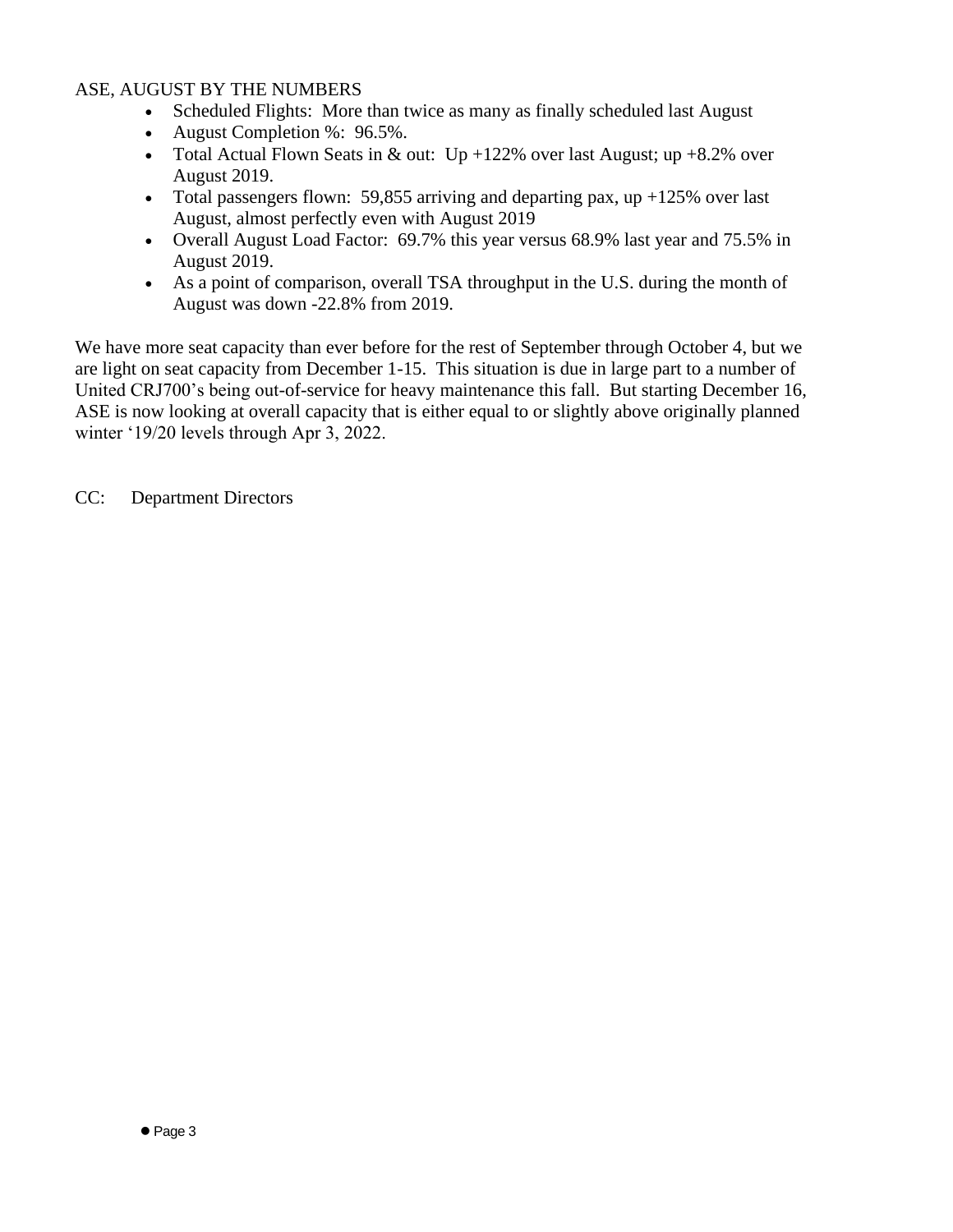ASE, AUGUST BY THE NUMBERS

- Scheduled Flights: More than twice as many as finally scheduled last August
- August Completion %: 96.5%.
- Total Actual Flown Seats in & out: Up +122% over last August; up +8.2% over August 2019.
- Total passengers flown: 59,855 arriving and departing pax, up +125% over last August, almost perfectly even with August 2019
- Overall August Load Factor: 69.7% this year versus 68.9% last year and 75.5% in August 2019.
- As a point of comparison, overall TSA throughput in the U.S. during the month of August was down -22.8% from 2019.

We have more seat capacity than ever before for the rest of September through October 4, but we are light on seat capacity from December 1-15. This situation is due in large part to a number of United CRJ700's being out-of-service for heavy maintenance this fall. But starting December 16, ASE is now looking at overall capacity that is either equal to or slightly above originally planned winter '19/20 levels through Apr 3, 2022.

CC: Department Directors